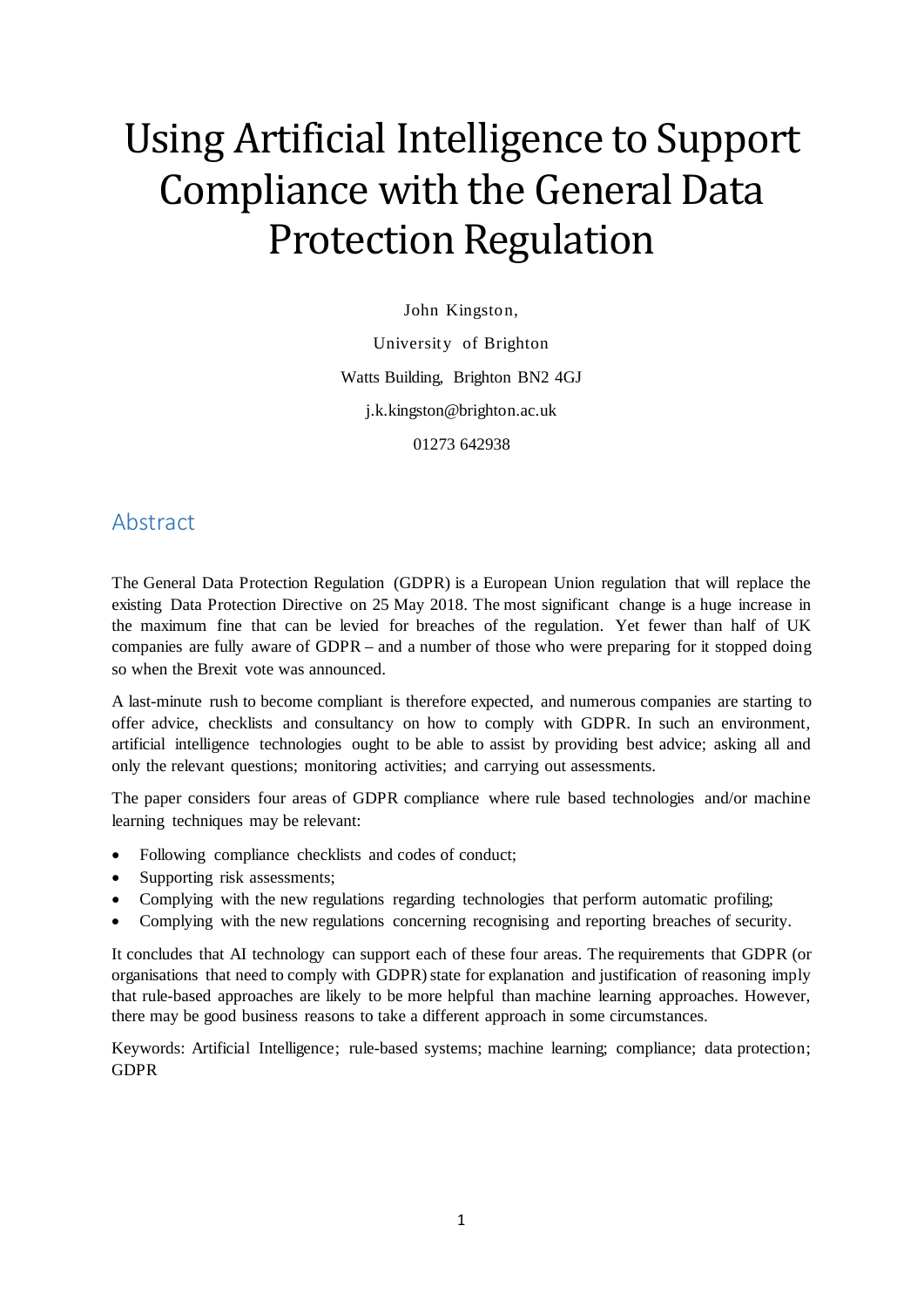# Using Artificial Intelligence to Support Compliance with the General Data Protection Regulation

John Kingston,

University of Brighton

Watts Building, Brighton BN2 4GJ

j.k.kingston@brighton.ac.uk

01273 642938

## Abstract

The General Data Protection Regulation (GDPR) is a European Union regulation that will replace the existing Data Protection Directive on 25 May 2018. The most significant change is a huge increase in the maximum fine that can be levied for breaches of the regulation. Yet fewer than half of UK companies are fully aware of GDPR – and a number of those who were preparing for it stopped doing so when the Brexit vote was announced.

A last-minute rush to become compliant is therefore expected, and numerous companies are starting to offer advice, checklists and consultancy on how to comply with GDPR. In such an environment, artificial intelligence technologies ought to be able to assist by providing best advice; asking all and only the relevant questions; monitoring activities; and carrying out assessments.

The paper considers four areas of GDPR compliance where rule based technologies and/or machine learning techniques may be relevant:

- Following compliance checklists and codes of conduct;
- Supporting risk assessments;
- Complying with the new regulations regarding technologies that perform automatic profiling;
- Complying with the new regulations concerning recognising and reporting breaches of security.

It concludes that AI technology can support each of these four areas. The requirements that GDPR (or organisations that need to comply with GDPR) state for explanation and justification of reasoning imply that rule-based approaches are likely to be more helpful than machine learning approaches. However, there may be good business reasons to take a different approach in some circumstances.

Keywords: Artificial Intelligence; rule-based systems; machine learning; compliance; data protection; GDPR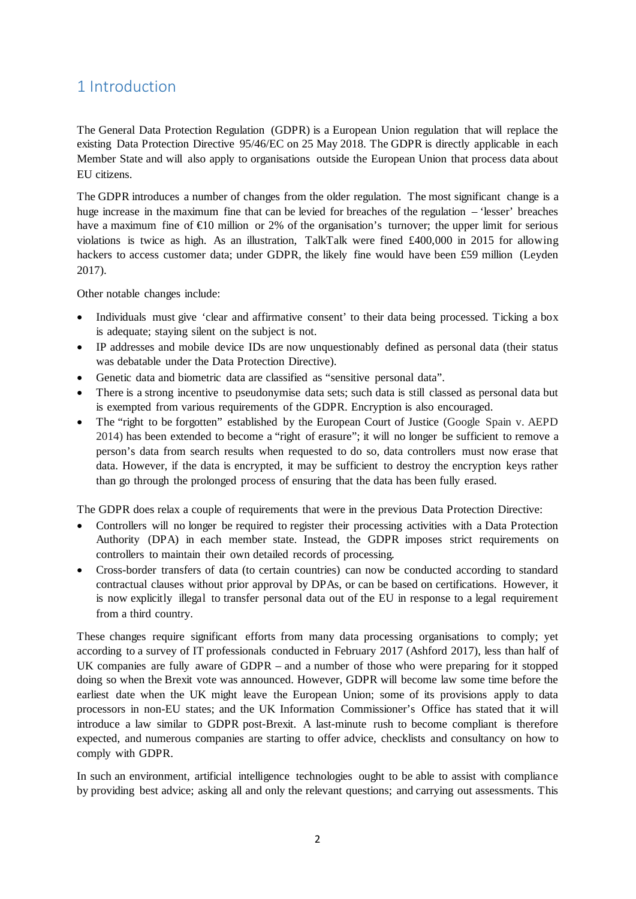# 1 Introduction

The General Data Protection Regulation (GDPR) is a European Union regulation that will replace the existing Data Protection Directive 95/46/EC on 25 May 2018. The GDPR is directly applicable in each Member State and will also apply to organisations outside the European Union that process data about EU citizens.

The GDPR introduces a number of changes from the older regulation. The most significant change is a huge increase in the maximum fine that can be levied for breaches of the regulation – 'lesser' breaches have a maximum fine of €10 million or 2% of the organisation's turnover; the upper limit for serious violations is twice as high. As an illustration, TalkTalk were fined £400,000 in 2015 for allowing hackers to access customer data; under GDPR, the likely fine would have been £59 million (Leyden 2017).

Other notable changes include:

- Individuals must give 'clear and affirmative consent' to their data being processed. Ticking a box is adequate; staying silent on the subject is not.
- IP addresses and mobile device IDs are now unquestionably defined as personal data (their status was debatable under the Data Protection Directive).
- Genetic data and biometric data are classified as "sensitive personal data".
- There is a strong incentive to pseudonymise data sets; such data is still classed as personal data but is exempted from various requirements of the GDPR. Encryption is also encouraged.
- The "right to be forgotten" established by the European Court of Justice (Google Spain v. AEPD 2014) has been extended to become a "right of erasure"; it will no longer be sufficient to remove a person's data from search results when requested to do so, data controllers must now erase that data. However, if the data is encrypted, it may be sufficient to destroy the encryption keys rather than go through the prolonged process of ensuring that the data has been fully erased.

The GDPR does relax a couple of requirements that were in the previous Data Protection Directive:

- Controllers will no longer be required to register their processing activities with a Data Protection Authority (DPA) in each member state. Instead, the GDPR imposes strict requirements on controllers to maintain their own detailed records of processing.
- Cross-border transfers of data (to certain countries) can now be conducted according to standard contractual clauses without prior approval by DPAs, or can be based on certifications. However, it is now explicitly illegal to transfer personal data out of the EU in response to a legal requirement from a third country.

These changes require significant efforts from many data processing organisations to comply; yet according to a survey of IT professionals conducted in February 2017 (Ashford 2017), less than half of UK companies are fully aware of GDPR – and a number of those who were preparing for it stopped doing so when the Brexit vote was announced. However, GDPR will become law some time before the earliest date when the UK might leave the European Union; some of its provisions apply to data processors in non-EU states; and the UK Information Commissioner's Office has stated that it will introduce a law similar to GDPR post-Brexit. A last-minute rush to become compliant is therefore expected, and numerous companies are starting to offer advice, checklists and consultancy on how to comply with GDPR.

In such an environment, artificial intelligence technologies ought to be able to assist with compliance by providing best advice; asking all and only the relevant questions; and carrying out assessments. This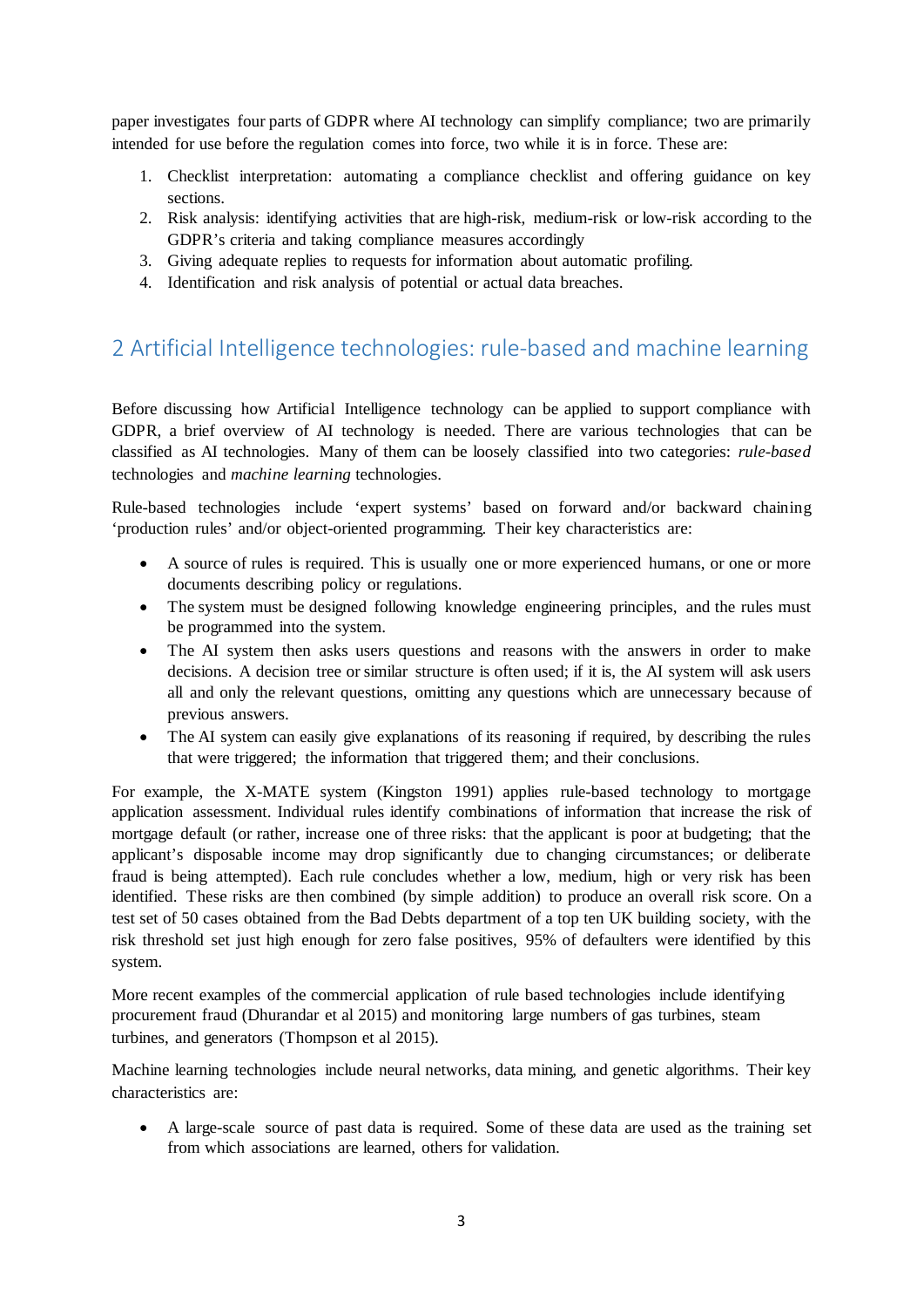paper investigates four parts of GDPR where AI technology can simplify compliance; two are primarily intended for use before the regulation comes into force, two while it is in force. These are:

1. Checklist interpretation: automating a compliance checklist and offering guidance on key sections.
2. Risk analysis: identifying activities that are high-risk, medium-risk or low-risk according to the GDPR's criteria and taking compliance measures accordingly
3. Giving adequate replies to requests for information about automatic profiling.
4. Identification and risk analysis of potential or actual data breaches.

## 2 Artificial Intelligence technologies: rule-based and machine learning

Before discussing how Artificial Intelligence technology can be applied to support compliance with GDPR, a brief overview of AI technology is needed. There are various technologies that can be classified as AI technologies. Many of them can be loosely classified into two categories: *rule-based* technologies and *machine learning* technologies.

Rule-based technologies include 'expert systems' based on forward and/or backward chaining 'production rules' and/or object-oriented programming. Their key characteristics are:

- A source of rules is required. This is usually one or more experienced humans, or one or more documents describing policy or regulations.
- The system must be designed following knowledge engineering principles, and the rules must be programmed into the system.
- The AI system then asks users questions and reasons with the answers in order to make decisions. A decision tree or similar structure is often used; if it is, the AI system will ask users all and only the relevant questions, omitting any questions which are unnecessary because of previous answers.
- The AI system can easily give explanations of its reasoning if required, by describing the rules that were triggered; the information that triggered them; and their conclusions.

For example, the X-MATE system (Kingston 1991) applies rule-based technology to mortgage application assessment. Individual rules identify combinations of information that increase the risk of mortgage default (or rather, increase one of three risks: that the applicant is poor at budgeting; that the applicant's disposable income may drop significantly due to changing circumstances; or deliberate fraud is being attempted). Each rule concludes whether a low, medium, high or very risk has been identified. These risks are then combined (by simple addition) to produce an overall risk score. On a test set of 50 cases obtained from the Bad Debts department of a top ten UK building society, with the risk threshold set just high enough for zero false positives, 95% of defaulters were identified by this system.

More recent examples of the commercial application of rule based technologies include identifying procurement fraud (Dhurandar et al 2015) and monitoring large numbers of gas turbines, steam turbines, and generators (Thompson et al 2015).

Machine learning technologies include neural networks, data mining, and genetic algorithms. Their key characteristics are:

- A large-scale source of past data is required. Some of these data are used as the training set from which associations are learned, others for validation.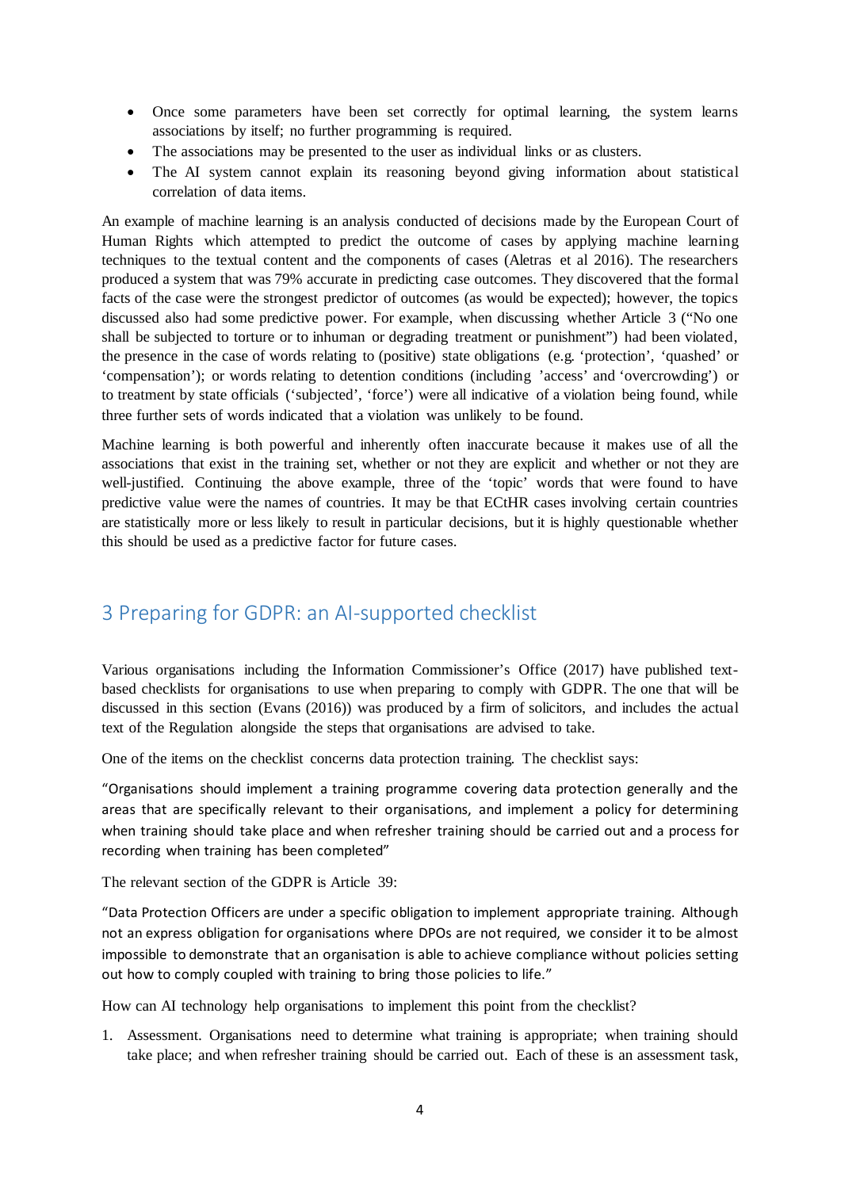- Once some parameters have been set correctly for optimal learning, the system learns associations by itself; no further programming is required.
- The associations may be presented to the user as individual links or as clusters.
- The AI system cannot explain its reasoning beyond giving information about statistical correlation of data items.

An example of machine learning is an analysis conducted of decisions made by the European Court of Human Rights which attempted to predict the outcome of cases by applying machine learning techniques to the textual content and the components of cases (Aletras et al 2016). The researchers produced a system that was 79% accurate in predicting case outcomes. They discovered that the formal facts of the case were the strongest predictor of outcomes (as would be expected); however, the topics discussed also had some predictive power. For example, when discussing whether Article 3 ("No one shall be subjected to torture or to inhuman or degrading treatment or punishment") had been violated, the presence in the case of words relating to (positive) state obligations (e.g. 'protection', 'quashed' or 'compensation'); or words relating to detention conditions (including 'access' and 'overcrowding') or to treatment by state officials ('subjected', 'force') were all indicative of a violation being found, while three further sets of words indicated that a violation was unlikely to be found.

Machine learning is both powerful and inherently often inaccurate because it makes use of all the associations that exist in the training set, whether or not they are explicit and whether or not they are well-justified. Continuing the above example, three of the 'topic' words that were found to have predictive value were the names of countries. It may be that ECtHR cases involving certain countries are statistically more or less likely to result in particular decisions, but it is highly questionable whether this should be used as a predictive factor for future cases.

## 3 Preparing for GDPR: an AI-supported checklist

Various organisations including the Information Commissioner's Office (2017) have published text-based checklists for organisations to use when preparing to comply with GDPR. The one that will be discussed in this section (Evans (2016)) was produced by a firm of solicitors, and includes the actual text of the Regulation alongside the steps that organisations are advised to take.

One of the items on the checklist concerns data protection training. The checklist says:

"Organisations should implement a training programme covering data protection generally and the areas that are specifically relevant to their organisations, and implement a policy for determining when training should take place and when refresher training should be carried out and a process for recording when training has been completed"

The relevant section of the GDPR is Article 39:

"Data Protection Officers are under a specific obligation to implement appropriate training. Although not an express obligation for organisations where DPOs are not required, we consider it to be almost impossible to demonstrate that an organisation is able to achieve compliance without policies setting out how to comply coupled with training to bring those policies to life."

How can AI technology help organisations to implement this point from the checklist?

1. Assessment. Organisations need to determine what training is appropriate; when training should take place; and when refresher training should be carried out. Each of these is an assessment task,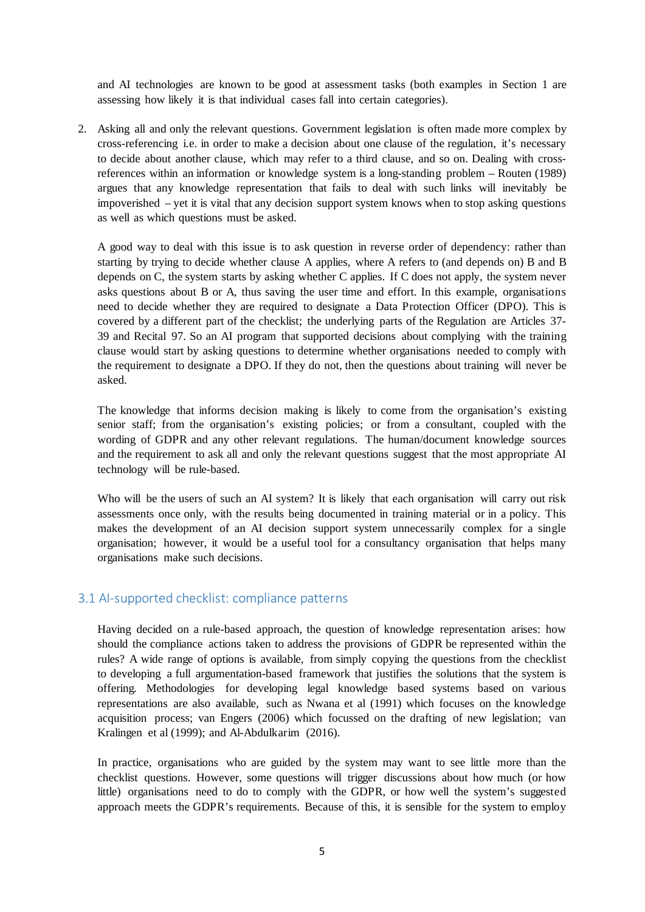and AI technologies are known to be good at assessment tasks (both examples in Section 1 are assessing how likely it is that individual cases fall into certain categories).

2. Asking all and only the relevant questions. Government legislation is often made more complex by cross-referencing i.e. in order to make a decision about one clause of the regulation, it's necessary to decide about another clause, which may refer to a third clause, and so on. Dealing with cross-references within an information or knowledge system is a long-standing problem – Routen (1989) argues that any knowledge representation that fails to deal with such links will inevitably be impoverished – yet it is vital that any decision support system knows when to stop asking questions as well as which questions must be asked.

   A good way to deal with this issue is to ask question in reverse order of dependency: rather than starting by trying to decide whether clause A applies, where A refers to (and depends on) B and B depends on C, the system starts by asking whether C applies. If C does not apply, the system never asks questions about B or A, thus saving the user time and effort. In this example, organisations need to decide whether they are required to designate a Data Protection Officer (DPO). This is covered by a different part of the checklist; the underlying parts of the Regulation are Articles 37-39 and Recital 97. So an AI program that supported decisions about complying with the training clause would start by asking questions to determine whether organisations needed to comply with the requirement to designate a DPO. If they do not, then the questions about training will never be asked.

   The knowledge that informs decision making is likely to come from the organisation's existing senior staff; from the organisation's existing policies; or from a consultant, coupled with the wording of GDPR and any other relevant regulations. The human/document knowledge sources and the requirement to ask all and only the relevant questions suggest that the most appropriate AI technology will be rule-based.

   Who will be the users of such an AI system? It is likely that each organisation will carry out risk assessments once only, with the results being documented in training material or in a policy. This makes the development of an AI decision support system unnecessarily complex for a single organisation; however, it would be a useful tool for a consultancy organisation that helps many organisations make such decisions.

## 3.1 AI-supported checklist: compliance patterns

Having decided on a rule-based approach, the question of knowledge representation arises: how should the compliance actions taken to address the provisions of GDPR be represented within the rules? A wide range of options is available, from simply copying the questions from the checklist to developing a full argumentation-based framework that justifies the solutions that the system is offering. Methodologies for developing legal knowledge based systems based on various representations are also available, such as Nwana et al (1991) which focuses on the knowledge acquisition process; van Engers (2006) which focussed on the drafting of new legislation; van Kralingen et al (1999); and Al-Abdulkarim (2016).

In practice, organisations who are guided by the system may want to see little more than the checklist questions. However, some questions will trigger discussions about how much (or how little) organisations need to do to comply with the GDPR, or how well the system's suggested approach meets the GDPR's requirements. Because of this, it is sensible for the system to employ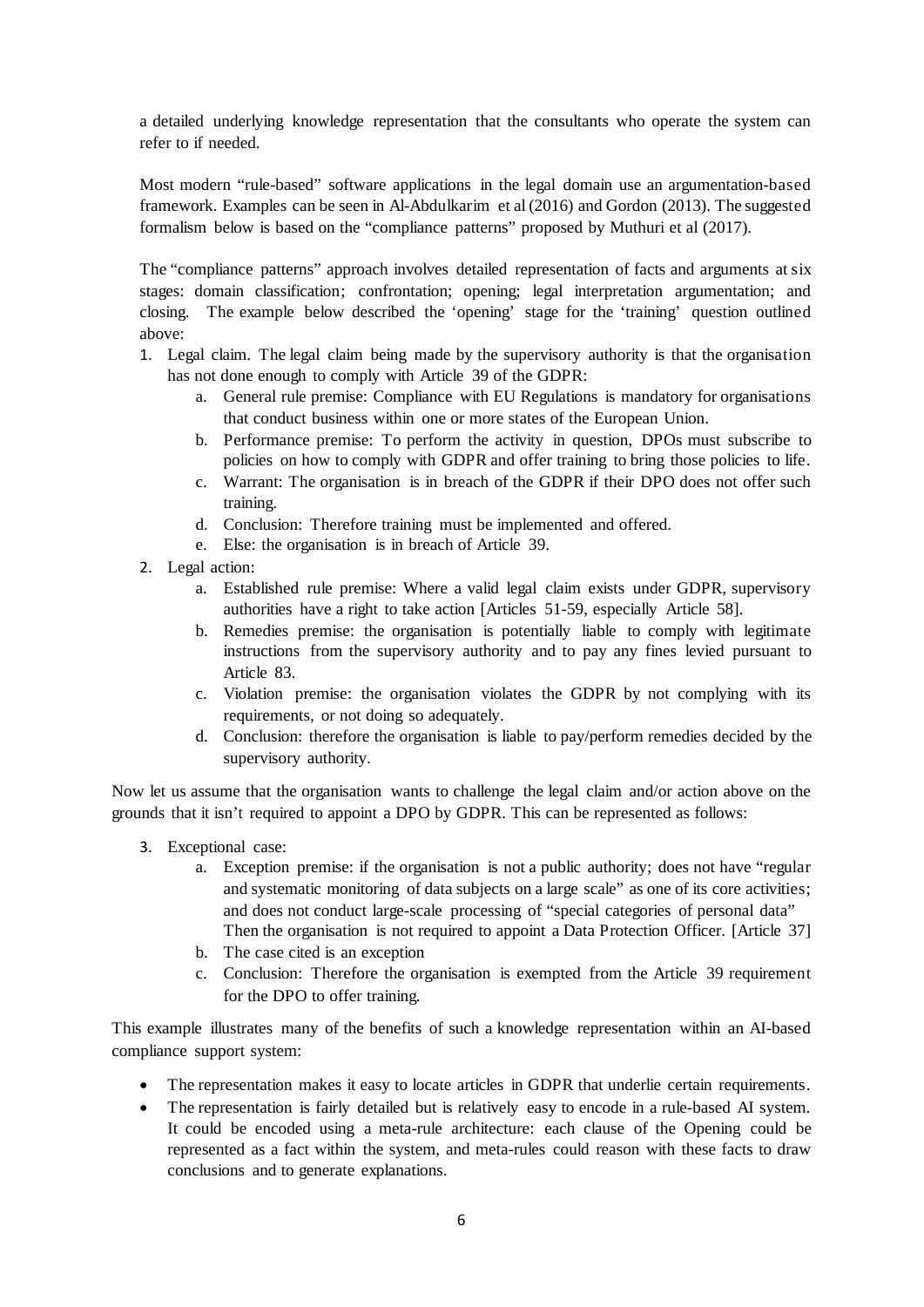a detailed underlying knowledge representation that the consultants who operate the system can refer to if needed.

Most modern "rule-based" software applications in the legal domain use an argumentation-based framework. Examples can be seen in Al-Abdulkarim et al (2016) and Gordon (2013). The suggested formalism below is based on the "compliance patterns" proposed by Muthuri et al (2017).

The "compliance patterns" approach involves detailed representation of facts and arguments at six stages: domain classification; confrontation; opening; legal interpretation argumentation; and closing. The example below described the 'opening' stage for the 'training' question outlined above:

1. Legal claim. The legal claim being made by the supervisory authority is that the organisation has not done enough to comply with Article 39 of the GDPR:
   a. General rule premise: Compliance with EU Regulations is mandatory for organisations that conduct business within one or more states of the European Union.
   b. Performance premise: To perform the activity in question, DPOs must subscribe to policies on how to comply with GDPR and offer training to bring those policies to life.
   c. Warrant: The organisation is in breach of the GDPR if their DPO does not offer such training.
   d. Conclusion: Therefore training must be implemented and offered.
   e. Else: the organisation is in breach of Article 39.
2. Legal action:
   a. Established rule premise: Where a valid legal claim exists under GDPR, supervisory authorities have a right to take action [Articles 51-59, especially Article 58].
   b. Remedies premise: the organisation is potentially liable to comply with legitimate instructions from the supervisory authority and to pay any fines levied pursuant to Article 83.
   c. Violation premise: the organisation violates the GDPR by not complying with its requirements, or not doing so adequately.
   d. Conclusion: therefore the organisation is liable to pay/perform remedies decided by the supervisory authority.

Now let us assume that the organisation wants to challenge the legal claim and/or action above on the grounds that it isn't required to appoint a DPO by GDPR. This can be represented as follows:

3. Exceptional case:
   a. Exception premise: if the organisation is not a public authority; does not have "regular and systematic monitoring of data subjects on a large scale" as one of its core activities; and does not conduct large-scale processing of "special categories of personal data" Then the organisation is not required to appoint a Data Protection Officer. [Article 37]
   b. The case cited is an exception
   c. Conclusion: Therefore the organisation is exempted from the Article 39 requirement for the DPO to offer training.

This example illustrates many of the benefits of such a knowledge representation within an AI-based compliance support system:

- The representation makes it easy to locate articles in GDPR that underlie certain requirements.
- The representation is fairly detailed but is relatively easy to encode in a rule-based AI system. It could be encoded using a meta-rule architecture: each clause of the Opening could be represented as a fact within the system, and meta-rules could reason with these facts to draw conclusions and to generate explanations.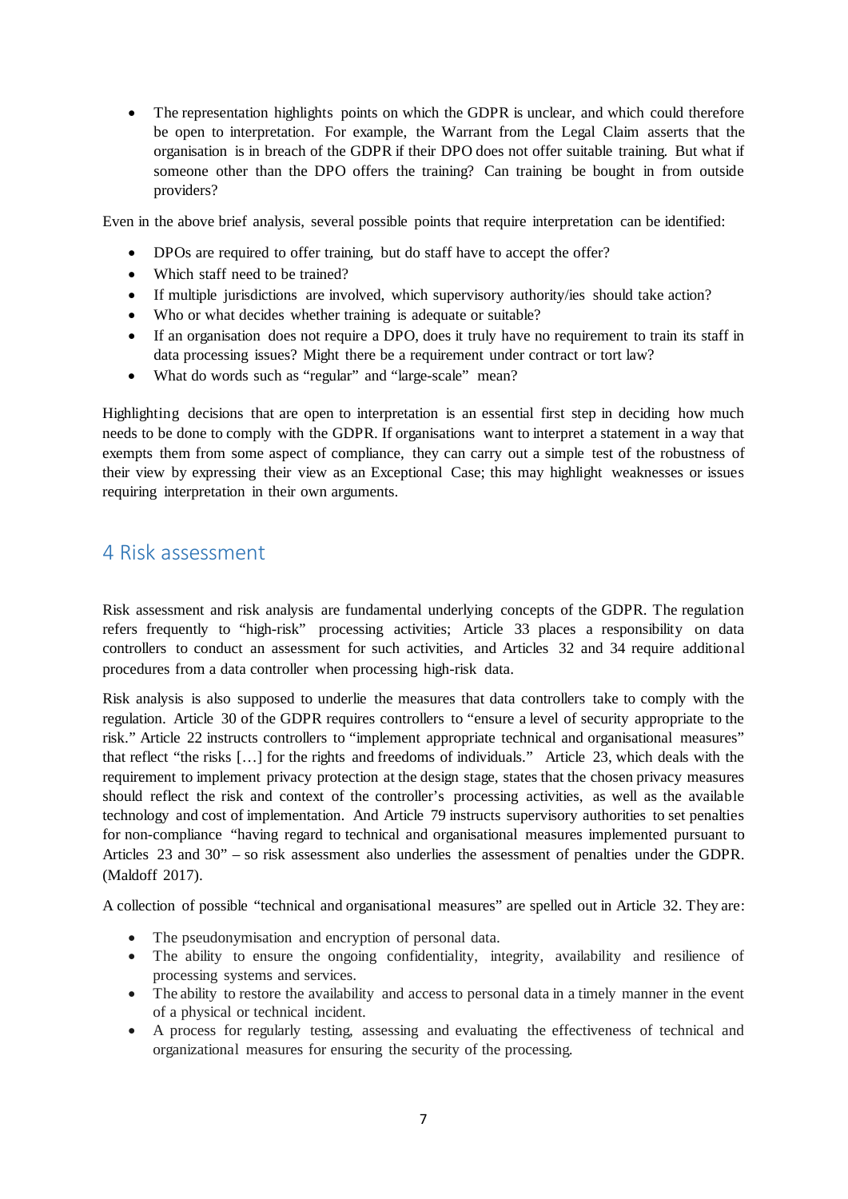- The representation highlights points on which the GDPR is unclear, and which could therefore be open to interpretation. For example, the Warrant from the Legal Claim asserts that the organisation is in breach of the GDPR if their DPO does not offer suitable training. But what if someone other than the DPO offers the training? Can training be bought in from outside providers?

Even in the above brief analysis, several possible points that require interpretation can be identified:

- DPOs are required to offer training, but do staff have to accept the offer?
- Which staff need to be trained?
- If multiple jurisdictions are involved, which supervisory authority/ies should take action?
- Who or what decides whether training is adequate or suitable?
- If an organisation does not require a DPO, does it truly have no requirement to train its staff in data processing issues? Might there be a requirement under contract or tort law?
- What do words such as "regular" and "large-scale" mean?

Highlighting decisions that are open to interpretation is an essential first step in deciding how much needs to be done to comply with the GDPR. If organisations want to interpret a statement in a way that exempts them from some aspect of compliance, they can carry out a simple test of the robustness of their view by expressing their view as an Exceptional Case; this may highlight weaknesses or issues requiring interpretation in their own arguments.

## 4 Risk assessment

Risk assessment and risk analysis are fundamental underlying concepts of the GDPR. The regulation refers frequently to "high-risk" processing activities; Article 33 places a responsibility on data controllers to conduct an assessment for such activities, and Articles 32 and 34 require additional procedures from a data controller when processing high-risk data.

Risk analysis is also supposed to underlie the measures that data controllers take to comply with the regulation. Article 30 of the GDPR requires controllers to "ensure a level of security appropriate to the risk." Article 22 instructs controllers to "implement appropriate technical and organisational measures" that reflect "the risks […] for the rights and freedoms of individuals." Article 23, which deals with the requirement to implement privacy protection at the design stage, states that the chosen privacy measures should reflect the risk and context of the controller's processing activities, as well as the available technology and cost of implementation. And Article 79 instructs supervisory authorities to set penalties for non-compliance "having regard to technical and organisational measures implemented pursuant to Articles 23 and 30" – so risk assessment also underlies the assessment of penalties under the GDPR. (Maldoff 2017).

A collection of possible "technical and organisational measures" are spelled out in Article 32. They are:

- The pseudonymisation and encryption of personal data.
- The ability to ensure the ongoing confidentiality, integrity, availability and resilience of processing systems and services.
- The ability to restore the availability and access to personal data in a timely manner in the event of a physical or technical incident.
- A process for regularly testing, assessing and evaluating the effectiveness of technical and organizational measures for ensuring the security of the processing.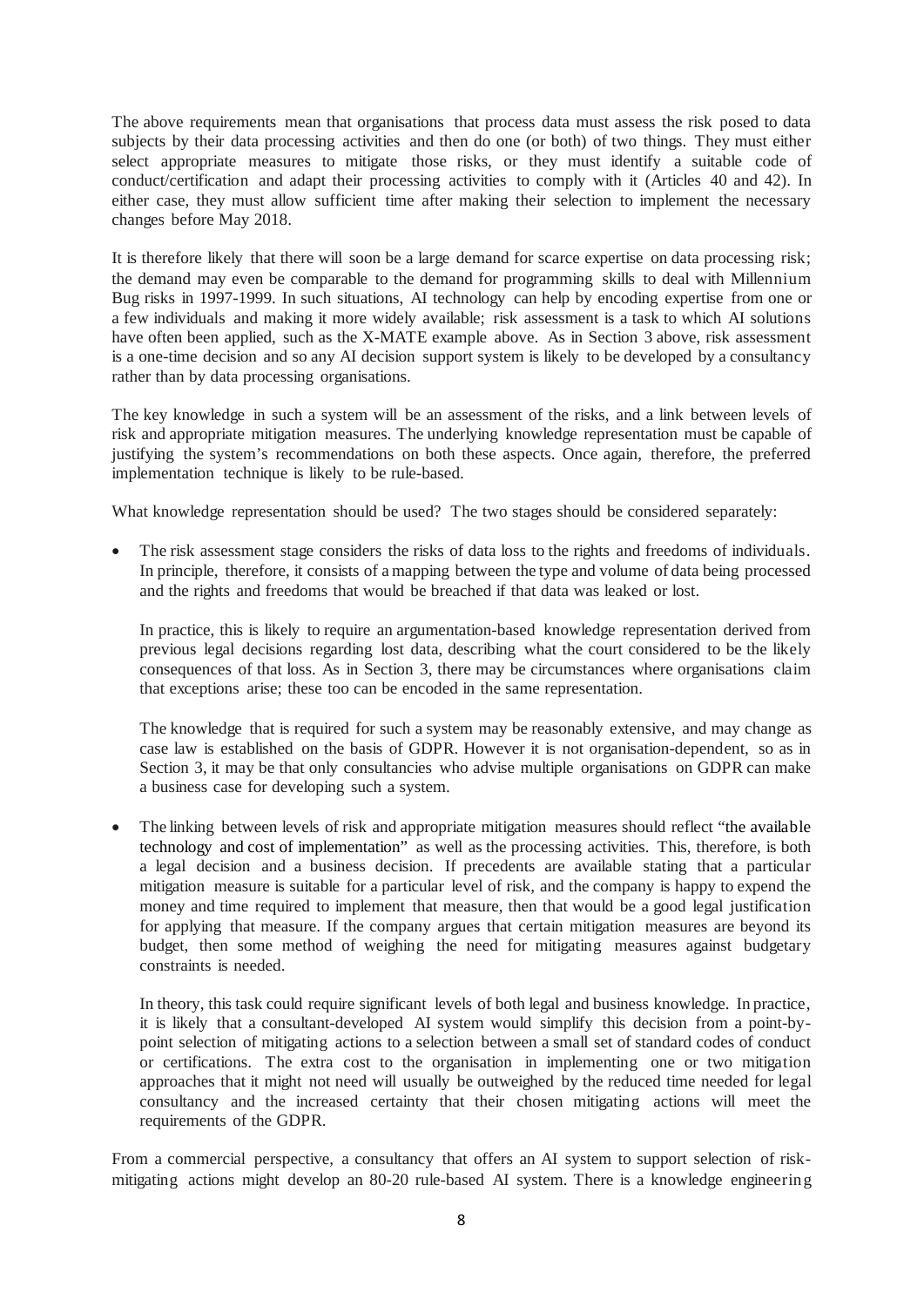The above requirements mean that organisations that process data must assess the risk posed to data subjects by their data processing activities and then do one (or both) of two things. They must either select appropriate measures to mitigate those risks, or they must identify a suitable code of conduct/certification and adapt their processing activities to comply with it (Articles 40 and 42). In either case, they must allow sufficient time after making their selection to implement the necessary changes before May 2018.

It is therefore likely that there will soon be a large demand for scarce expertise on data processing risk; the demand may even be comparable to the demand for programming skills to deal with Millennium Bug risks in 1997-1999. In such situations, AI technology can help by encoding expertise from one or a few individuals and making it more widely available; risk assessment is a task to which AI solutions have often been applied, such as the X-MATE example above. As in Section 3 above, risk assessment is a one-time decision and so any AI decision support system is likely to be developed by a consultancy rather than by data processing organisations.

The key knowledge in such a system will be an assessment of the risks, and a link between levels of risk and appropriate mitigation measures. The underlying knowledge representation must be capable of justifying the system's recommendations on both these aspects. Once again, therefore, the preferred implementation technique is likely to be rule-based.

What knowledge representation should be used? The two stages should be considered separately:

- The risk assessment stage considers the risks of data loss to the rights and freedoms of individuals. In principle, therefore, it consists of a mapping between the type and volume of data being processed and the rights and freedoms that would be breached if that data was leaked or lost.

  In practice, this is likely to require an argumentation-based knowledge representation derived from previous legal decisions regarding lost data, describing what the court considered to be the likely consequences of that loss. As in Section 3, there may be circumstances where organisations claim that exceptions arise; these too can be encoded in the same representation.

  The knowledge that is required for such a system may be reasonably extensive, and may change as case law is established on the basis of GDPR. However it is not organisation-dependent, so as in Section 3, it may be that only consultancies who advise multiple organisations on GDPR can make a business case for developing such a system.

- The linking between levels of risk and appropriate mitigation measures should reflect "the available technology and cost of implementation" as well as the processing activities. This, therefore, is both a legal decision and a business decision. If precedents are available stating that a particular mitigation measure is suitable for a particular level of risk, and the company is happy to expend the money and time required to implement that measure, then that would be a good legal justification for applying that measure. If the company argues that certain mitigation measures are beyond its budget, then some method of weighing the need for mitigating measures against budgetary constraints is needed.

  In theory, this task could require significant levels of both legal and business knowledge. In practice, it is likely that a consultant-developed AI system would simplify this decision from a point-by-point selection of mitigating actions to a selection between a small set of standard codes of conduct or certifications. The extra cost to the organisation in implementing one or two mitigation approaches that it might not need will usually be outweighed by the reduced time needed for legal consultancy and the increased certainty that their chosen mitigating actions will meet the requirements of the GDPR.

From a commercial perspective, a consultancy that offers an AI system to support selection of risk-mitigating actions might develop an 80-20 rule-based AI system. There is a knowledge engineering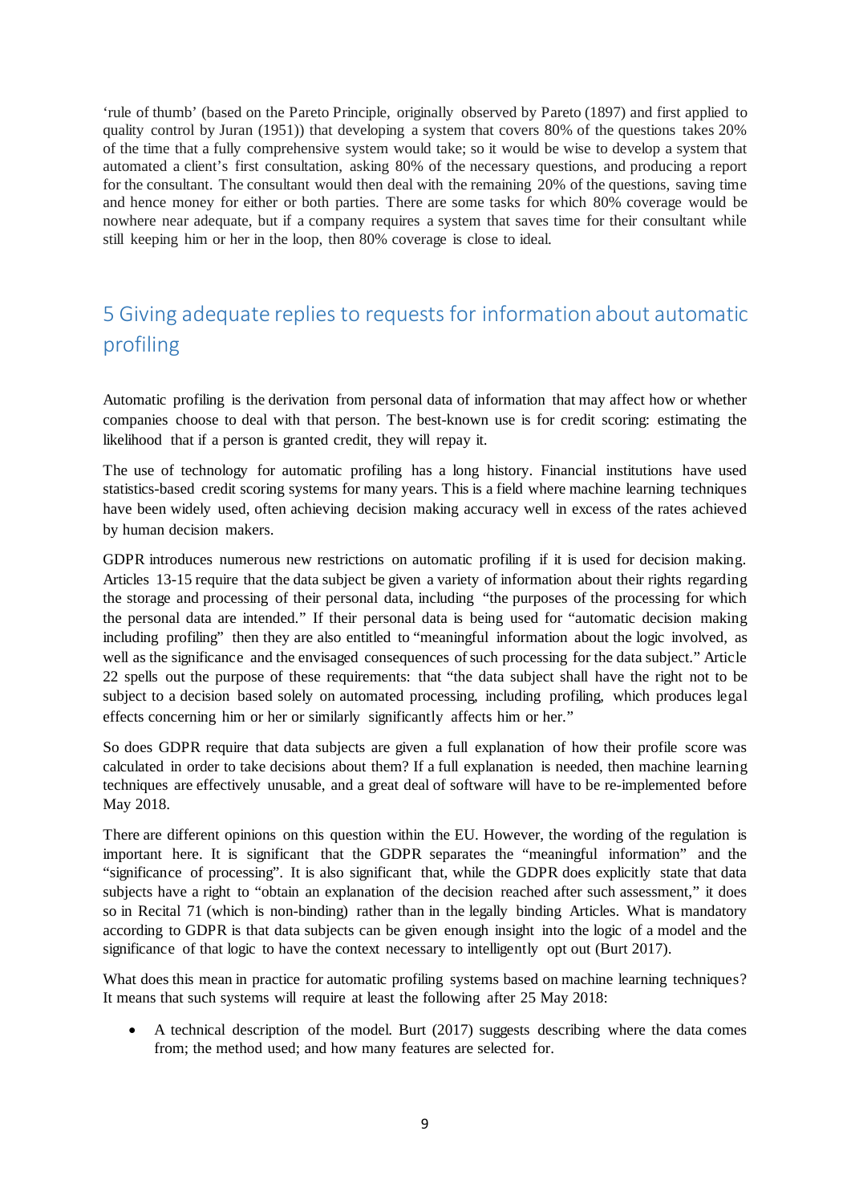'rule of thumb' (based on the Pareto Principle, originally observed by Pareto (1897) and first applied to quality control by Juran (1951)) that developing a system that covers 80% of the questions takes 20% of the time that a fully comprehensive system would take; so it would be wise to develop a system that automated a client's first consultation, asking 80% of the necessary questions, and producing a report for the consultant. The consultant would then deal with the remaining 20% of the questions, saving time and hence money for either or both parties. There are some tasks for which 80% coverage would be nowhere near adequate, but if a company requires a system that saves time for their consultant while still keeping him or her in the loop, then 80% coverage is close to ideal.

## 5 Giving adequate replies to requests for information about automatic profiling

Automatic profiling is the derivation from personal data of information that may affect how or whether companies choose to deal with that person. The best-known use is for credit scoring: estimating the likelihood that if a person is granted credit, they will repay it.

The use of technology for automatic profiling has a long history. Financial institutions have used statistics-based credit scoring systems for many years. This is a field where machine learning techniques have been widely used, often achieving decision making accuracy well in excess of the rates achieved by human decision makers.

GDPR introduces numerous new restrictions on automatic profiling if it is used for decision making. Articles 13-15 require that the data subject be given a variety of information about their rights regarding the storage and processing of their personal data, including "the purposes of the processing for which the personal data are intended." If their personal data is being used for "automatic decision making including profiling" then they are also entitled to "meaningful information about the logic involved, as well as the significance and the envisaged consequences of such processing for the data subject." Article 22 spells out the purpose of these requirements: that "the data subject shall have the right not to be subject to a decision based solely on automated processing, including profiling, which produces legal effects concerning him or her or similarly significantly affects him or her."

So does GDPR require that data subjects are given a full explanation of how their profile score was calculated in order to take decisions about them? If a full explanation is needed, then machine learning techniques are effectively unusable, and a great deal of software will have to be re-implemented before May 2018.

There are different opinions on this question within the EU. However, the wording of the regulation is important here. It is significant that the GDPR separates the "meaningful information" and the "significance of processing". It is also significant that, while the GDPR does explicitly state that data subjects have a right to "obtain an explanation of the decision reached after such assessment," it does so in Recital 71 (which is non-binding) rather than in the legally binding Articles. What is mandatory according to GDPR is that data subjects can be given enough insight into the logic of a model and the significance of that logic to have the context necessary to intelligently opt out (Burt 2017).

What does this mean in practice for automatic profiling systems based on machine learning techniques? It means that such systems will require at least the following after 25 May 2018:

- A technical description of the model. Burt (2017) suggests describing where the data comes from; the method used; and how many features are selected for.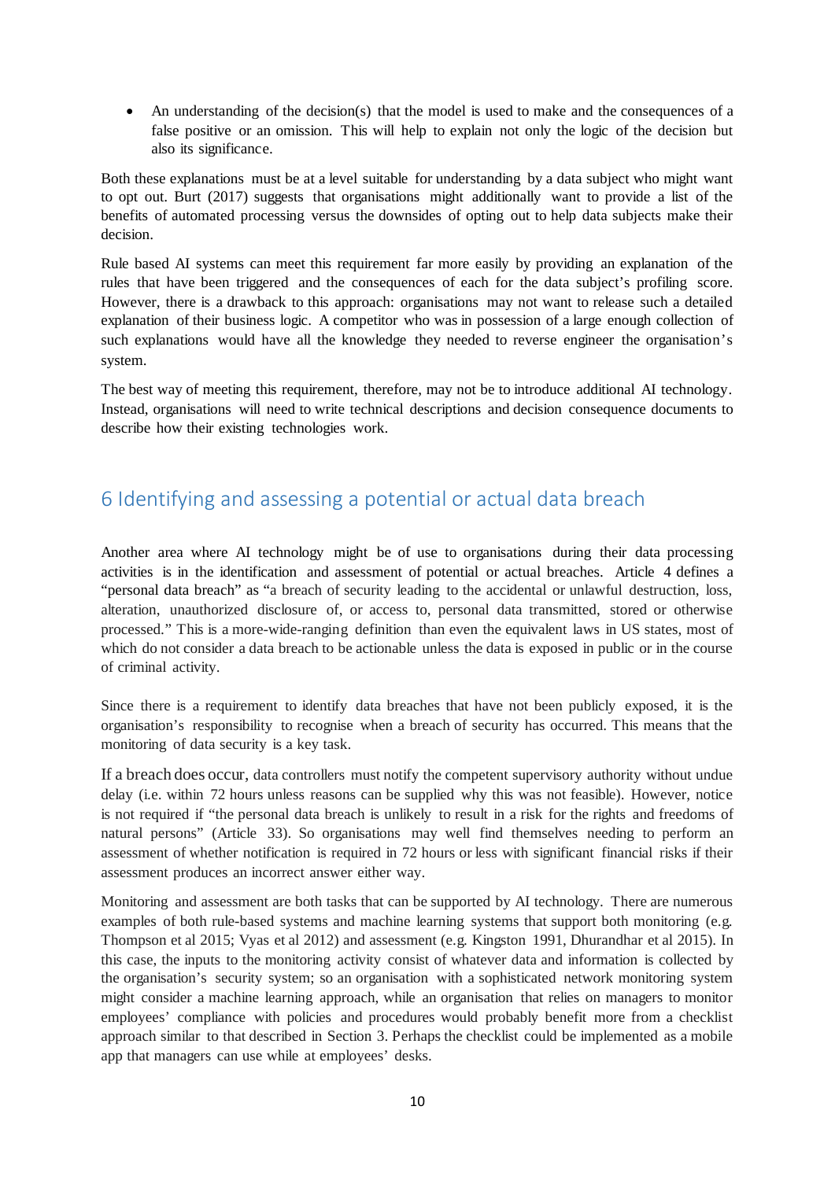- An understanding of the decision(s) that the model is used to make and the consequences of a false positive or an omission. This will help to explain not only the logic of the decision but also its significance.

Both these explanations must be at a level suitable for understanding by a data subject who might want to opt out. Burt (2017) suggests that organisations might additionally want to provide a list of the benefits of automated processing versus the downsides of opting out to help data subjects make their decision.

Rule based AI systems can meet this requirement far more easily by providing an explanation of the rules that have been triggered and the consequences of each for the data subject's profiling score. However, there is a drawback to this approach: organisations may not want to release such a detailed explanation of their business logic. A competitor who was in possession of a large enough collection of such explanations would have all the knowledge they needed to reverse engineer the organisation's system.

The best way of meeting this requirement, therefore, may not be to introduce additional AI technology. Instead, organisations will need to write technical descriptions and decision consequence documents to describe how their existing technologies work.

## 6 Identifying and assessing a potential or actual data breach

Another area where AI technology might be of use to organisations during their data processing activities is in the identification and assessment of potential or actual breaches. Article 4 defines a "personal data breach" as "a breach of security leading to the accidental or unlawful destruction, loss, alteration, unauthorized disclosure of, or access to, personal data transmitted, stored or otherwise processed." This is a more-wide-ranging definition than even the equivalent laws in US states, most of which do not consider a data breach to be actionable unless the data is exposed in public or in the course of criminal activity.

Since there is a requirement to identify data breaches that have not been publicly exposed, it is the organisation's responsibility to recognise when a breach of security has occurred. This means that the monitoring of data security is a key task.

If a breach does occur, data controllers must notify the competent supervisory authority without undue delay (i.e. within 72 hours unless reasons can be supplied why this was not feasible). However, notice is not required if "the personal data breach is unlikely to result in a risk for the rights and freedoms of natural persons" (Article 33). So organisations may well find themselves needing to perform an assessment of whether notification is required in 72 hours or less with significant financial risks if their assessment produces an incorrect answer either way.

Monitoring and assessment are both tasks that can be supported by AI technology. There are numerous examples of both rule-based systems and machine learning systems that support both monitoring (e.g. Thompson et al 2015; Vyas et al 2012) and assessment (e.g. Kingston 1991, Dhurandhar et al 2015). In this case, the inputs to the monitoring activity consist of whatever data and information is collected by the organisation's security system; so an organisation with a sophisticated network monitoring system might consider a machine learning approach, while an organisation that relies on managers to monitor employees' compliance with policies and procedures would probably benefit more from a checklist approach similar to that described in Section 3. Perhaps the checklist could be implemented as a mobile app that managers can use while at employees' desks.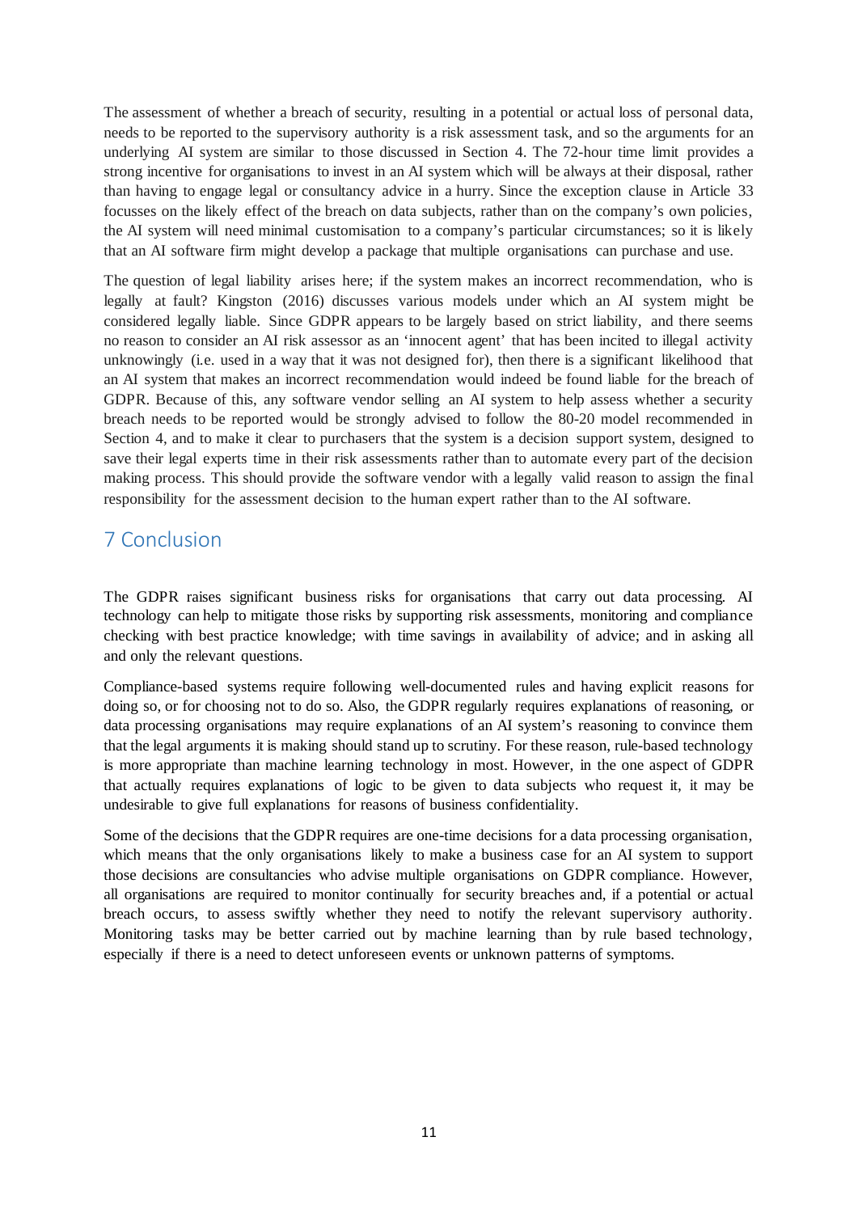The assessment of whether a breach of security, resulting in a potential or actual loss of personal data, needs to be reported to the supervisory authority is a risk assessment task, and so the arguments for an underlying AI system are similar to those discussed in Section 4. The 72-hour time limit provides a strong incentive for organisations to invest in an AI system which will be always at their disposal, rather than having to engage legal or consultancy advice in a hurry. Since the exception clause in Article 33 focusses on the likely effect of the breach on data subjects, rather than on the company's own policies, the AI system will need minimal customisation to a company's particular circumstances; so it is likely that an AI software firm might develop a package that multiple organisations can purchase and use.

The question of legal liability arises here; if the system makes an incorrect recommendation, who is legally at fault? Kingston (2016) discusses various models under which an AI system might be considered legally liable. Since GDPR appears to be largely based on strict liability, and there seems no reason to consider an AI risk assessor as an 'innocent agent' that has been incited to illegal activity unknowingly (i.e. used in a way that it was not designed for), then there is a significant likelihood that an AI system that makes an incorrect recommendation would indeed be found liable for the breach of GDPR. Because of this, any software vendor selling an AI system to help assess whether a security breach needs to be reported would be strongly advised to follow the 80-20 model recommended in Section 4, and to make it clear to purchasers that the system is a decision support system, designed to save their legal experts time in their risk assessments rather than to automate every part of the decision making process. This should provide the software vendor with a legally valid reason to assign the final responsibility for the assessment decision to the human expert rather than to the AI software.

# 7 Conclusion

The GDPR raises significant business risks for organisations that carry out data processing. AI technology can help to mitigate those risks by supporting risk assessments, monitoring and compliance checking with best practice knowledge; with time savings in availability of advice; and in asking all and only the relevant questions.

Compliance-based systems require following well-documented rules and having explicit reasons for doing so, or for choosing not to do so. Also, the GDPR regularly requires explanations of reasoning, or data processing organisations may require explanations of an AI system's reasoning to convince them that the legal arguments it is making should stand up to scrutiny. For these reason, rule-based technology is more appropriate than machine learning technology in most. However, in the one aspect of GDPR that actually requires explanations of logic to be given to data subjects who request it, it may be undesirable to give full explanations for reasons of business confidentiality.

Some of the decisions that the GDPR requires are one-time decisions for a data processing organisation, which means that the only organisations likely to make a business case for an AI system to support those decisions are consultancies who advise multiple organisations on GDPR compliance. However, all organisations are required to monitor continually for security breaches and, if a potential or actual breach occurs, to assess swiftly whether they need to notify the relevant supervisory authority. Monitoring tasks may be better carried out by machine learning than by rule based technology, especially if there is a need to detect unforeseen events or unknown patterns of symptoms.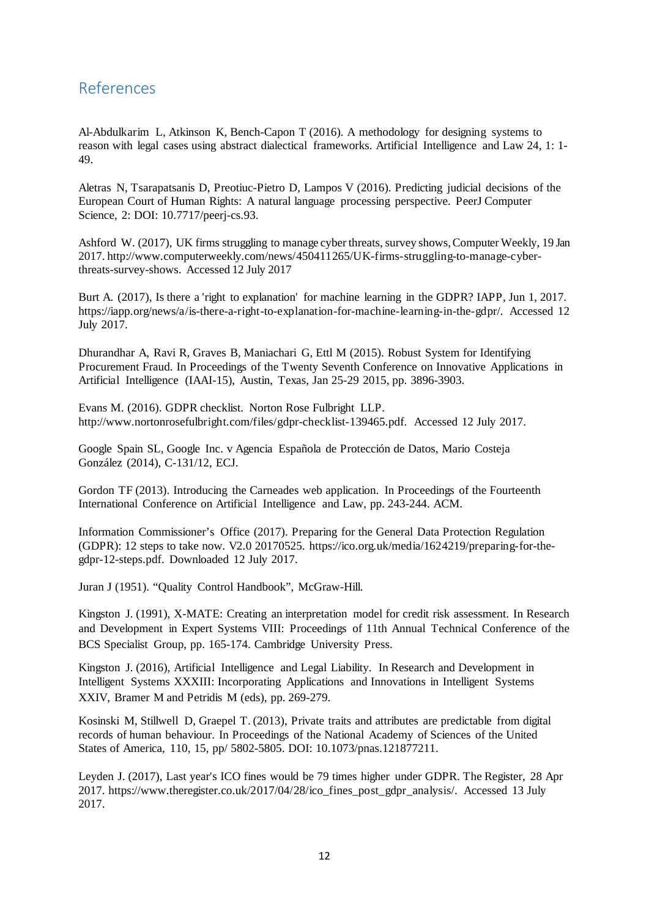## References

Al-Abdulkarim L, Atkinson K, Bench-Capon T (2016). A methodology for designing systems to reason with legal cases using abstract dialectical frameworks. Artificial Intelligence and Law 24, 1: 1-49.

Aletras N, Tsarapatsanis D, Preotiuc-Pietro D, Lampos V (2016). Predicting judicial decisions of the European Court of Human Rights: A natural language processing perspective. PeerJ Computer Science, 2: DOI: 10.7717/peerj-cs.93.

Ashford W. (2017), UK firms struggling to manage cyber threats, survey shows, Computer Weekly, 19 Jan 2017. http://www.computerweekly.com/news/450411265/UK-firms-struggling-to-manage-cyber-threats-survey-shows. Accessed 12 July 2017

Burt A. (2017), Is there a 'right to explanation' for machine learning in the GDPR? IAPP, Jun 1, 2017. https://iapp.org/news/a/is-there-a-right-to-explanation-for-machine-learning-in-the-gdpr/. Accessed 12 July 2017.

Dhurandhar A, Ravi R, Graves B, Maniachari G, Ettl M (2015). Robust System for Identifying Procurement Fraud. In Proceedings of the Twenty Seventh Conference on Innovative Applications in Artificial Intelligence (IAAI-15), Austin, Texas, Jan 25-29 2015, pp. 3896-3903.

Evans M. (2016). GDPR checklist. Norton Rose Fulbright LLP. http://www.nortonrosefulbright.com/files/gdpr-checklist-139465.pdf. Accessed 12 July 2017.

Google Spain SL, Google Inc. v Agencia Española de Protección de Datos, Mario Costeja González (2014), C-131/12, ECJ.

Gordon TF (2013). Introducing the Carneades web application. In Proceedings of the Fourteenth International Conference on Artificial Intelligence and Law, pp. 243-244. ACM.

Information Commissioner's Office (2017). Preparing for the General Data Protection Regulation (GDPR): 12 steps to take now. V2.0 20170525. https://ico.org.uk/media/1624219/preparing-for-the-gdpr-12-steps.pdf. Downloaded 12 July 2017.

Juran J (1951). "Quality Control Handbook", McGraw-Hill.

Kingston J. (1991), X-MATE: Creating an interpretation model for credit risk assessment. In Research and Development in Expert Systems VIII: Proceedings of 11th Annual Technical Conference of the BCS Specialist Group, pp. 165-174. Cambridge University Press.

Kingston J. (2016), Artificial Intelligence and Legal Liability. In Research and Development in Intelligent Systems XXXIII: Incorporating Applications and Innovations in Intelligent Systems XXIV, Bramer M and Petridis M (eds), pp. 269-279.

Kosinski M, Stillwell D, Graepel T. (2013), Private traits and attributes are predictable from digital records of human behaviour. In Proceedings of the National Academy of Sciences of the United States of America, 110, 15, pp/ 5802-5805. DOI: 10.1073/pnas.121877211.

Leyden J. (2017), Last year's ICO fines would be 79 times higher under GDPR. The Register, 28 Apr 2017. https://www.theregister.co.uk/2017/04/28/ico_fines_post_gdpr_analysis/. Accessed 13 July 2017.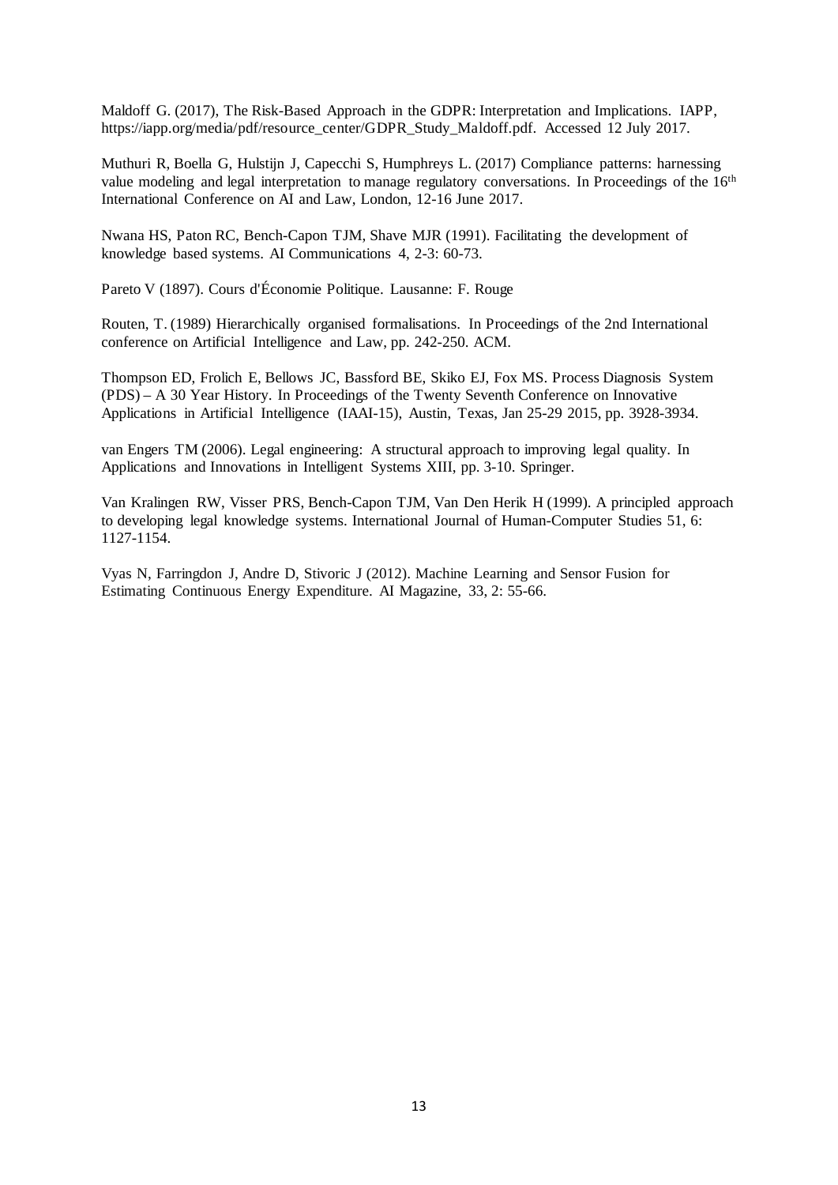Maldoff G. (2017), The Risk-Based Approach in the GDPR: Interpretation and Implications. IAPP, https://iapp.org/media/pdf/resource_center/GDPR_Study_Maldoff.pdf. Accessed 12 July 2017.

Muthuri R, Boella G, Hulstijn J, Capecchi S, Humphreys L. (2017) Compliance patterns: harnessing value modeling and legal interpretation to manage regulatory conversations. In Proceedings of the 16th International Conference on AI and Law, London, 12-16 June 2017.

Nwana HS, Paton RC, Bench-Capon TJM, Shave MJR (1991). Facilitating the development of knowledge based systems. AI Communications 4, 2-3: 60-73.

Pareto V (1897). Cours d'Économie Politique. Lausanne: F. Rouge

Routen, T. (1989) Hierarchically organised formalisations. In Proceedings of the 2nd International conference on Artificial Intelligence and Law, pp. 242-250. ACM.

Thompson ED, Frolich E, Bellows JC, Bassford BE, Skiko EJ, Fox MS. Process Diagnosis System (PDS) – A 30 Year History. In Proceedings of the Twenty Seventh Conference on Innovative Applications in Artificial Intelligence (IAAI-15), Austin, Texas, Jan 25-29 2015, pp. 3928-3934.

van Engers TM (2006). Legal engineering: A structural approach to improving legal quality. In Applications and Innovations in Intelligent Systems XIII, pp. 3-10. Springer.

Van Kralingen RW, Visser PRS, Bench-Capon TJM, Van Den Herik H (1999). A principled approach to developing legal knowledge systems. International Journal of Human-Computer Studies 51, 6: 1127-1154.

Vyas N, Farringdon J, Andre D, Stivoric J (2012). Machine Learning and Sensor Fusion for Estimating Continuous Energy Expenditure. AI Magazine, 33, 2: 55-66.